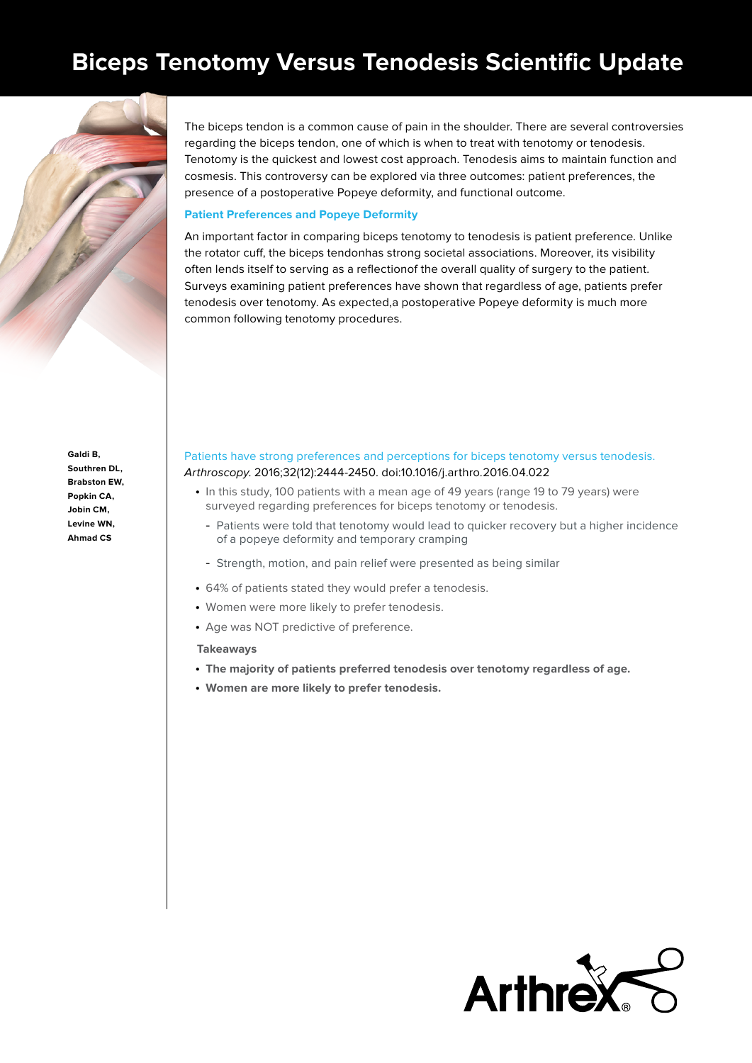# Biceps Tenotomy Versus Tenodesis Scientific Update

The biceps tendon is a common cause of pain in the shoulder. There are several controversies regarding the biceps tendon, one of which is when to treat with tenotomy or tenodesis. Tenotomy is the quickest and lowest cost approach. Tenodesis aims to maintain function and cosmesis. This controversy can be explored via three outcomes: patient preferences, the presence of a postoperative Popeye deformity, and functional outcome.

## Patient Preferences and Popeye Deformity

An important factor in comparing biceps tenotomy to tenodesis is patient preference. Unlike the rotator cuff, the biceps tendonhas strong societal associations. Moreover, its visibility often lends itself to serving as a reflectionof the overall quality of surgery to the patient. Surveys examining patient preferences have shown that regardless of age, patients prefer tenodesis over tenotomy. As expected,a postoperative Popeye deformity is much more common following tenotomy procedures.

**Galdi B, Southren DL, Brabston EW, Popkin CA, Jobin CM, Levine WN, Ahmad CS**

### Patients have strong preferences and perceptions for biceps tenotomy versus tenodesis.

*Arthroscopy.* 2016;32(12):2444-2450. doi:10.1016/j.arthro.2016.04.022

- In this study, 100 patients with a mean age of 49 years (range 19 to 79 years) were surveyed regarding preferences for biceps tenotomy or tenodesis.
  - Patients were told that tenotomy would lead to quicker recovery but a higher incidence of a popeye deformity and temporary cramping
  - Strength, motion, and pain relief were presented as being similar
- 64% of patients stated they would prefer a tenodesis.
- Women were more likely to prefer tenodesis.
- Age was NOT predictive of preference.

**Takeaways**

- **The majority of patients preferred tenodesis over tenotomy regardless of age.**
- **Women are more likely to prefer tenodesis.**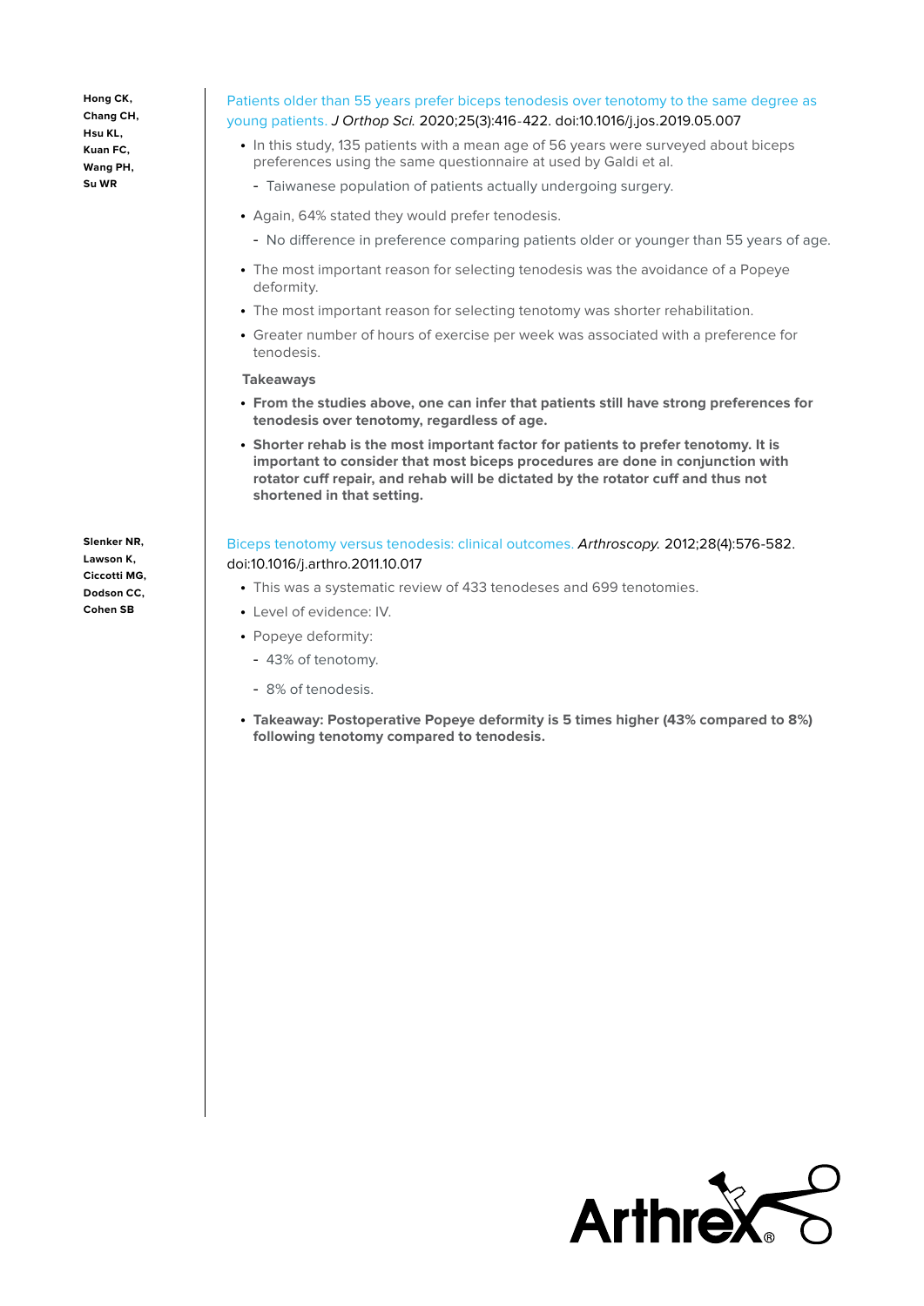**Hong CK, Chang CH, Hsu KL, Kuan FC, Wang PH, Su WR**

Patients older than 55 years prefer biceps tenodesis over tenotomy to the same degree as young patients. *J Orthop Sci.* 2020;25(3):416-422. doi:10.1016/j.jos.2019.05.007

- In this study, 135 patients with a mean age of 56 years were surveyed about biceps preferences using the same questionnaire at used by Galdi et al.
  - Taiwanese population of patients actually undergoing surgery.
- Again, 64% stated they would prefer tenodesis.
  - No difference in preference comparing patients older or younger than 55 years of age.
- The most important reason for selecting tenodesis was the avoidance of a Popeye deformity.
- The most important reason for selecting tenotomy was shorter rehabilitation.
- Greater number of hours of exercise per week was associated with a preference for tenodesis.

**Takeaways**

- **From the studies above, one can infer that patients still have strong preferences for tenodesis over tenotomy, regardless of age.**
- **Shorter rehab is the most important factor for patients to prefer tenotomy. It is important to consider that most biceps procedures are done in conjunction with rotator cuff repair, and rehab will be dictated by the rotator cuff and thus not shortened in that setting.**

**Slenker NR, Lawson K, Ciccotti MG, Dodson CC, Cohen SB**

Biceps tenotomy versus tenodesis: clinical outcomes. *Arthroscopy.* 2012;28(4):576-582. doi:10.1016/j.arthro.2011.10.017

- This was a systematic review of 433 tenodeses and 699 tenotomies.
- Level of evidence: IV.
- Popeye deformity:
  - 43% of tenotomy.
  - 8% of tenodesis.
- **Takeaway: Postoperative Popeye deformity is 5 times higher (43% compared to 8%) following tenotomy compared to tenodesis.**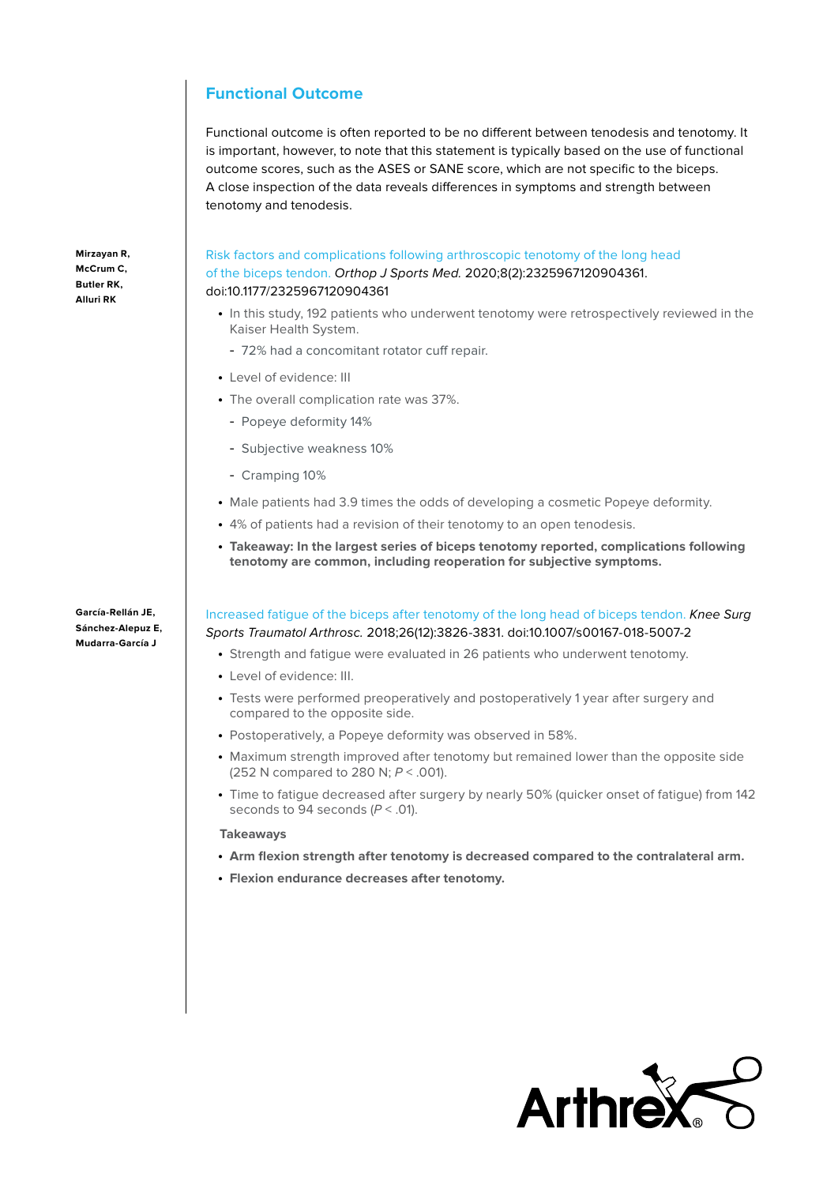## Functional Outcome

Functional outcome is often reported to be no different between tenodesis and tenotomy. It is important, however, to note that this statement is typically based on the use of functional outcome scores, such as the ASES or SANE score, which are not specific to the biceps. A close inspection of the data reveals differences in symptoms and strength between tenotomy and tenodesis.

**Mirzayan R, McCrum C, Butler RK, Alluri RK**

Risk factors and complications following arthroscopic tenotomy of the long head of the biceps tendon. *Orthop J Sports Med.* 2020;8(2):2325967120904361. doi:10.1177/2325967120904361

- In this study, 192 patients who underwent tenotomy were retrospectively reviewed in the Kaiser Health System.
  - 72% had a concomitant rotator cuff repair.
- Level of evidence: III
- The overall complication rate was 37%.
  - Popeye deformity 14%
  - Subjective weakness 10%
  - Cramping 10%
- Male patients had 3.9 times the odds of developing a cosmetic Popeye deformity.
- 4% of patients had a revision of their tenotomy to an open tenodesis.
- **Takeaway: In the largest series of biceps tenotomy reported, complications following tenotomy are common, including reoperation for subjective symptoms.**

**García-Rellán JE, Sánchez-Alepuz E, Mudarra-García J**

Increased fatigue of the biceps after tenotomy of the long head of biceps tendon. *Knee Surg Sports Traumatol Arthrosc.* 2018;26(12):3826-3831. doi:10.1007/s00167-018-5007-2

- Strength and fatigue were evaluated in 26 patients who underwent tenotomy.
- Level of evidence: III.
- Tests were performed preoperatively and postoperatively 1 year after surgery and compared to the opposite side.
- Postoperatively, a Popeye deformity was observed in 58%.
- Maximum strength improved after tenotomy but remained lower than the opposite side (252 N compared to 280 N; $P < .001$).
- Time to fatigue decreased after surgery by nearly 50% (quicker onset of fatigue) from 142 seconds to 94 seconds ($P < .01$).

**Takeaways**

- **Arm flexion strength after tenotomy is decreased compared to the contralateral arm.**
- **Flexion endurance decreases after tenotomy.**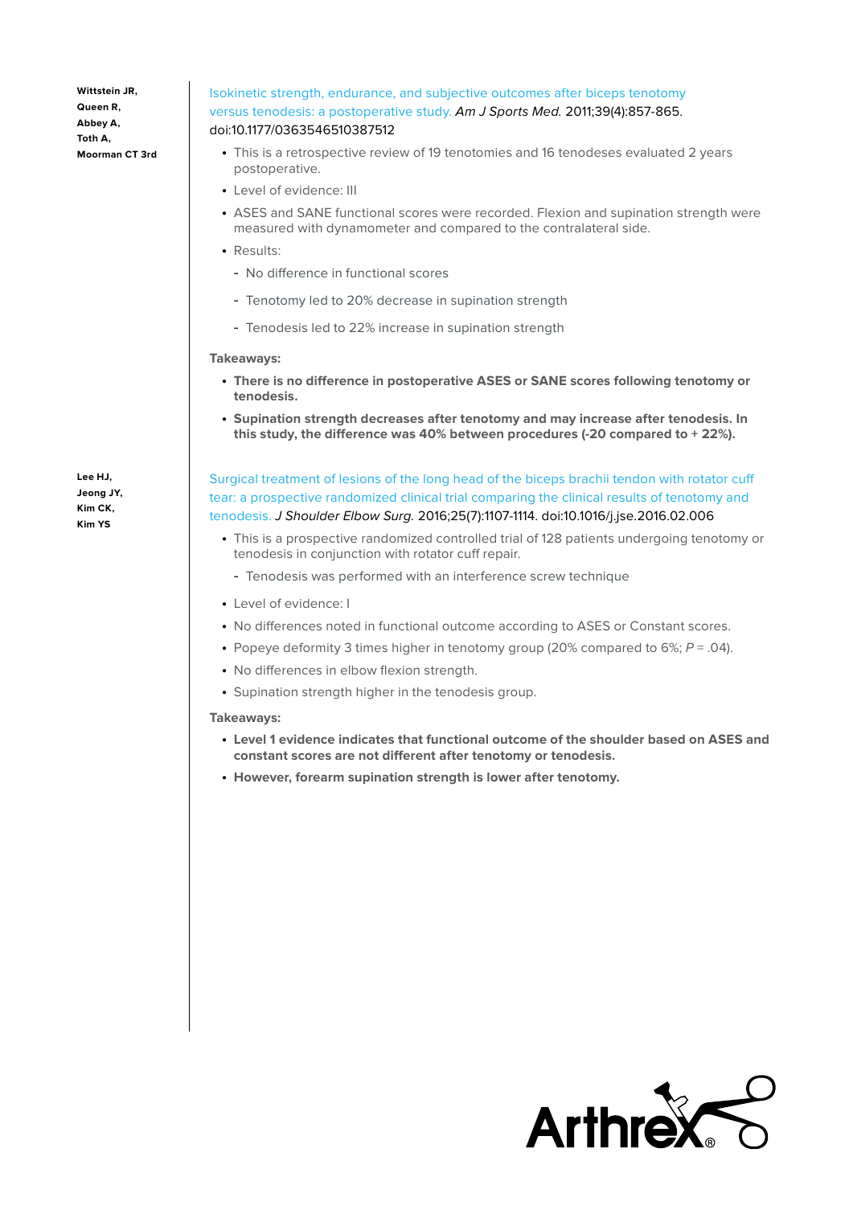**Wittstein JR, Queen R, Abbey A, Toth A, Moorman CT 3rd**

Isokinetic strength, endurance, and subjective outcomes after biceps tenotomy versus tenodesis: a postoperative study. *Am J Sports Med.* 2011;39(4):857-865. doi:10.1177/0363546510387512

- This is a retrospective review of 19 tenotomies and 16 tenodeses evaluated 2 years postoperative.
- Level of evidence: III
- ASES and SANE functional scores were recorded. Flexion and supination strength were measured with dynamometer and compared to the contralateral side.
- Results:
  - No difference in functional scores
  - Tenotomy led to 20% decrease in supination strength
  - Tenodesis led to 22% increase in supination strength

**Takeaways:**

- **There is no difference in postoperative ASES or SANE scores following tenotomy or tenodesis.**
- **Supination strength decreases after tenotomy and may increase after tenodesis. In this study, the difference was 40% between procedures (-20 compared to + 22%).**

**Lee HJ, Jeong JY, Kim CK, Kim YS**

Surgical treatment of lesions of the long head of the biceps brachii tendon with rotator cuff tear: a prospective randomized clinical trial comparing the clinical results of tenotomy and tenodesis. *J Shoulder Elbow Surg.* 2016;25(7):1107-1114. doi:10.1016/j.jse.2016.02.006

- This is a prospective randomized controlled trial of 128 patients undergoing tenotomy or tenodesis in conjunction with rotator cuff repair.
  - Tenodesis was performed with an interference screw technique
- Level of evidence: I
- No differences noted in functional outcome according to ASES or Constant scores.
- Popeye deformity 3 times higher in tenotomy group (20% compared to 6%; $P = .04$).
- No differences in elbow flexion strength.
- Supination strength higher in the tenodesis group.

**Takeaways:**

- **Level 1 evidence indicates that functional outcome of the shoulder based on ASES and constant scores are not different after tenotomy or tenodesis.**
- **However, forearm supination strength is lower after tenotomy.**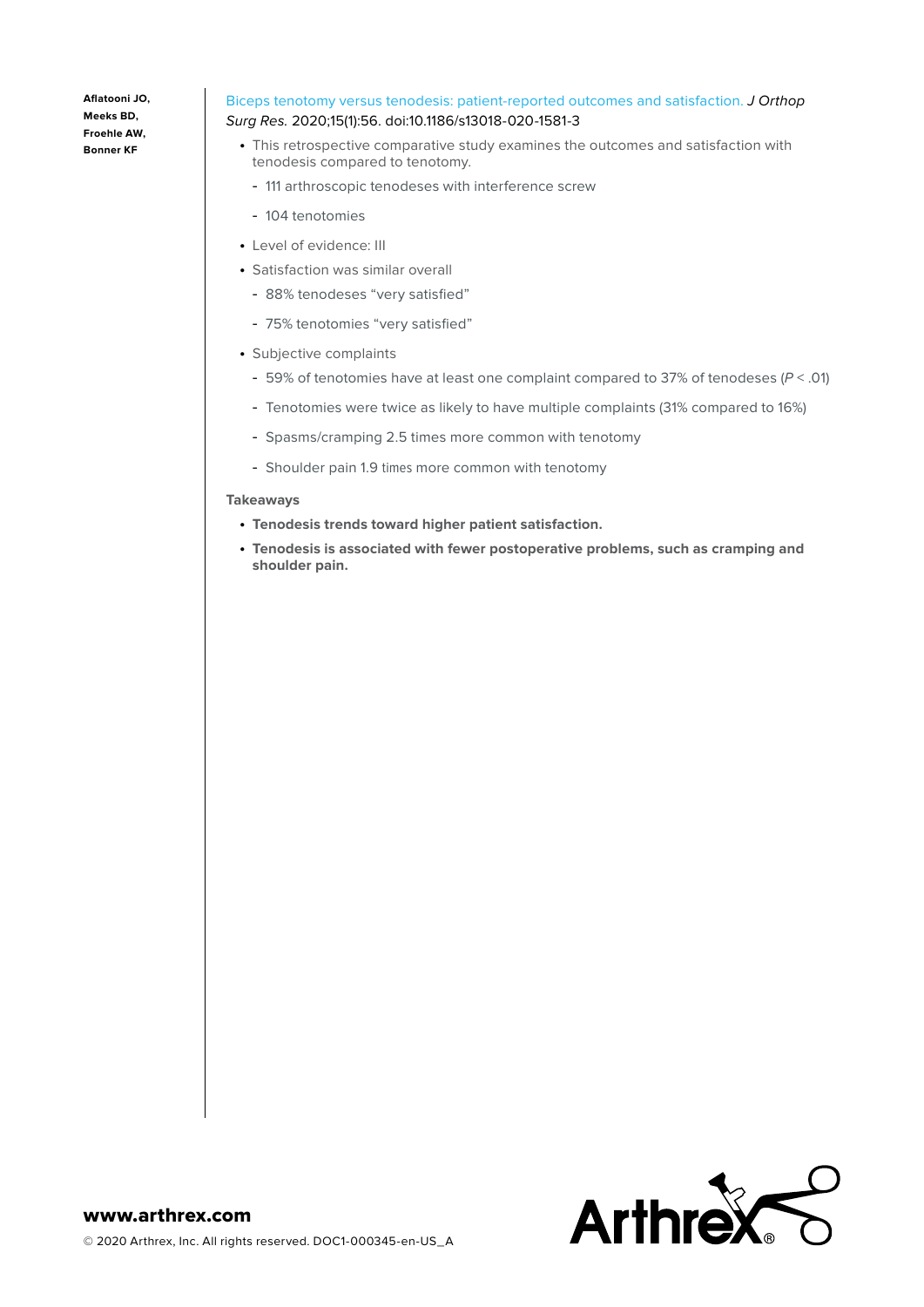**Aflatooni JO, Meeks BD, Froehle AW, Bonner KF**

Biceps tenotomy versus tenodesis: patient-reported outcomes and satisfaction. *J Orthop Surg Res.* 2020;15(1):56. doi:10.1186/s13018-020-1581-3

- This retrospective comparative study examines the outcomes and satisfaction with tenodesis compared to tenotomy.
  - 111 arthroscopic tenodeses with interference screw
  - 104 tenotomies
- Level of evidence: III
- Satisfaction was similar overall
  - 88% tenodeses "very satisfied"
  - 75% tenotomies "very satisfied"
- Subjective complaints
  - 59% of tenotomies have at least one complaint compared to 37% of tenodeses ($P < .01$)
  - Tenotomies were twice as likely to have multiple complaints (31% compared to 16%)
  - Spasms/cramping 2.5 times more common with tenotomy
  - Shoulder pain 1.9 times more common with tenotomy

**Takeaways**

- **Tenodesis trends toward higher patient satisfaction.**
- **Tenodesis is associated with fewer postoperative problems, such as cramping and shoulder pain.**

**www.arthrex.com**

© 2020 Arthrex, Inc. All rights reserved. DOC1-000345-en-US_A